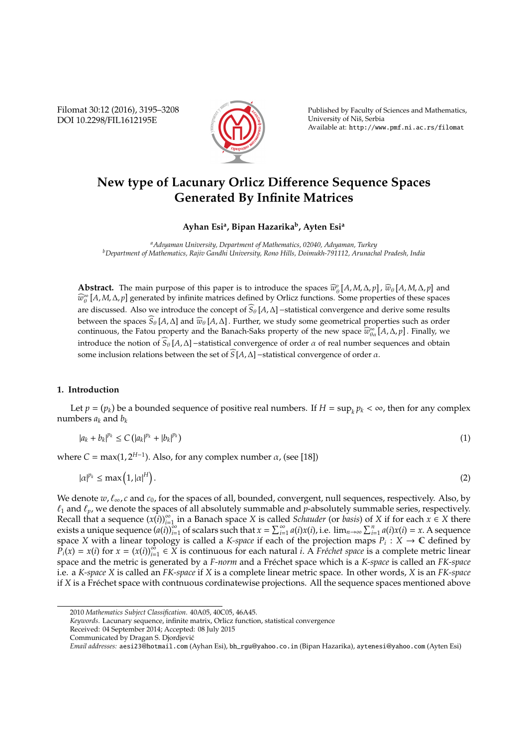# New type of Lacunary Orlicz Difference Sequence Spaces Generated By Infinite Matrices

**Ayhan Esi[a], Bipan Hazarika[b], Ayten Esi[a]**

[a] *Adıyaman University, Department of Mathematics, 02040, Adıyaman, Turkey*
[b] *Department of Mathematics, Rajiv Gandhi University, Rono Hills, Doimukh-791112, Arunachal Pradesh, India*

**Abstract.** The main purpose of this paper is to introduce the spaces $\widehat{w}_{\theta}^{o}[A,M,\Delta,p]$, $\widehat{w}_{\theta}[A,M,\Delta,p]$ and $\widehat{w}_{\theta}^{\infty}[A,M,\Delta,p]$ generated by infinite matrices defined by Orlicz functions. Some properties of these spaces are discussed. Also we introduce the concept of $\widehat{S}_{\theta}[A,\Delta]$−statistical convergence and derive some results between the spaces $\widehat{S}_{\theta}[A,\Delta]$ and $\widehat{w}_{\theta}[A,\Delta]$. Further, we study some geometrical properties such as order continuous, the Fatou property and the Banach-Saks property of the new space $\widehat{w}_{\theta\alpha}^{\infty}[A,\Delta,p]$. Finally, we introduce the notion of $\widehat{S}_{\theta}[A,\Delta]$−statistical convergence of order $\alpha$ of real number sequences and obtain some inclusion relations between the set of $\widehat{S}[A,\Delta]$−statistical convergence of order $\alpha$.

## 1. Introduction

Let $p=(p_k)$ be a bounded sequence of positive real numbers. If $H=\sup_k p_k<\infty$, then for any complex numbers $a_k$ and $b_k$

$$|a_k+b_k|^{p_k}\leq C\left(|a_k|^{p_k}+|b_k|^{p_k}\right) \tag{1}$$

where $C=\max(1,2^{H-1})$. Also, for any complex number $\alpha$, (see [18])

$$|\alpha|^{p_k}\leq \max\left(1,|\alpha|^{H}\right). \tag{2}$$

We denote $w,\ell_{\infty},c$ and $c_0$, for the spaces of all, bounded, convergent, null sequences, respectively. Also, by $\ell_1$ and $\ell_p$, we denote the spaces of all absolutely summable and $p$-absolutely summable series, respectively. Recall that a sequence $(x(i))_{i=1}^{\infty}$ in a Banach space $X$ is called *Schauder* (or *basis*) of $X$ if for each $x\in X$ there exists a unique sequence $(a(i))_{i=1}^{\infty}$ of scalars such that $x=\sum_{i=1}^{\infty}a(i)x(i)$, i.e. $\lim_{n\to\infty}\sum_{i=1}^{n}a(i)x(i)=x$. A sequence space $X$ with a linear topology is called a *K-space* if each of the projection maps $P_i:X\to\mathbb{C}$ defined by $P_i(x)=x(i)$ for $x=(x(i))_{i=1}^{\infty}\in X$ is continuous for each natural $i$. A *Fréchet space* is a complete metric linear space and the metric is generated by a *F-norm* and a Fréchet space which is a *K-space* is called an *FK-space* i.e. a *K-space* $X$ is called an *FK-space* if $X$ is a complete linear metric space. In other words, $X$ is an *FK-space* if $X$ is a Fréchet space with contnuous cordinatewise projections. All the sequence spaces mentioned above

---

2010 *Mathematics Subject Classification*. 40A05, 40C05, 46A45.
*Keywords*. Lacunary sequence, infinite matrix, Orlicz function, statistical convergence
Received: 04 September 2014; Accepted: 08 July 2015
Communicated by Dragan S. Djordjević
*Email addresses:* aesi23@hotmail.com (Ayhan Esi), bh_rgu@yahoo.co.in (Bipan Hazarika), aytenesi@yahoo.com (Ayten Esi)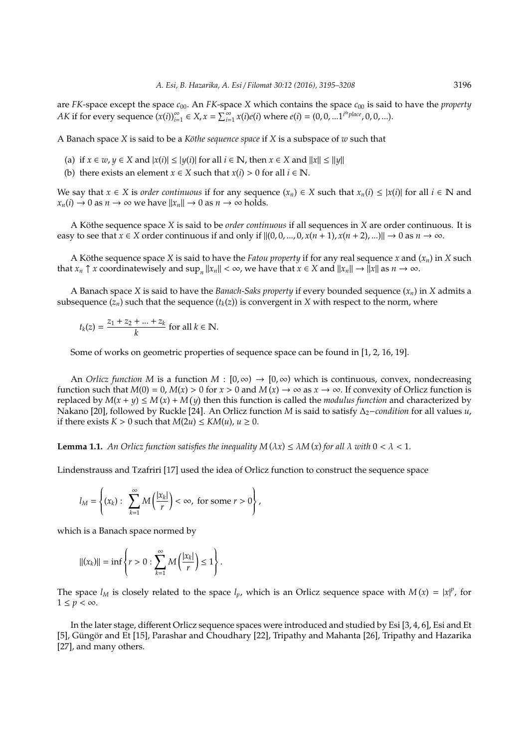are $FK$-space except the space $c_{00}$. An $FK$-space $X$ which contains the space $c_{00}$ is said to have the *property AK* if for every sequence $(x(i))_{i=1}^{\infty} \in X, x = \sum_{i=1}^{\infty} x(i)e(i)$ where $e(i) = (0, 0, ...1^{i^{th} place}, 0, 0, ...)$.

A Banach space $X$ is said to be a *Köthe sequence space* if $X$ is a subspace of $w$ such that

(a) if $x \in w, y \in X$ and $|x(i)| \leq |y(i)|$ for all $i \in \mathbb{N}$, then $x \in X$ and $\|x\| \leq \|y\|$

(b) there exists an element $x \in X$ such that $x(i) > 0$ for all $i \in \mathbb{N}$.

We say that $x \in X$ is *order continuous* if for any sequence $(x_n) \in X$ such that $x_n(i) \leq |x(i)|$ for all $i \in \mathbb{N}$ and $x_n(i) \to 0$ as $n \to \infty$ we have $\|x_n\| \to 0$ as $n \to \infty$ holds.

A Köthe sequence space $X$ is said to be *order continuous* if all sequences in $X$ are order continuous. It is easy to see that $x \in X$ order continuous if and only if $\|(0, 0, ..., 0, x(n+1), x(n+2), ...)\| \to 0$ as $n \to \infty$.

A Köthe sequence space $X$ is said to have the *Fatou property* if for any real sequence $x$ and $(x_n)$ in $X$ such that $x_n \uparrow x$ coordinatewisely and $\sup_n \|x_n\| < \infty$, we have that $x \in X$ and $\|x_n\| \to \|x\|$ as $n \to \infty$.

A Banach space $X$ is said to have the *Banach-Saks property* if every bounded sequence $(x_n)$ in $X$ admits a subsequence $(z_n)$ such that the sequence $(t_k(z))$ is convergent in $X$ with respect to the norm, where

$$t_k(z) = \frac{z_1 + z_2 + ... + z_k}{k} \text{ for all } k \in \mathbb{N}.$$

Some of works on geometric properties of sequence space can be found in [1, 2, 16, 19].

An *Orlicz function* $M$ is a function $M : [0, \infty) \to [0, \infty)$ which is continuous, convex, nondecreasing function such that $M(0) = 0$, $M(x) > 0$ for $x > 0$ and $M(x) \to \infty$ as $x \to \infty$. If convexity of Orlicz function is replaced by $M(x + y) \leq M(x) + M(y)$ then this function is called the *modulus function* and characterized by Nakano [20], followed by Ruckle [24]. An Orlicz function $M$ is said to satisfy $\Delta_2$*-condition* for all values $u$, if there exists $K > 0$ such that $M(2u) \leq KM(u)$, $u \geq 0$.

**Lemma 1.1.** *An Orlicz function satisfies the inequality $M(\lambda x) \leq \lambda M(x)$ for all $\lambda$ with $0 < \lambda < 1$.*

Lindenstrauss and Tzafriri [17] used the idea of Orlicz function to construct the sequence space

$$l_M = \left\{(x_k) : \sum_{k=1}^{\infty} M\left(\frac{|x_k|}{r}\right) < \infty, \text{ for some } r > 0\right\},$$

which is a Banach space normed by

$$\|(x_k)\| = \inf\left\{r > 0 : \sum_{k=1}^{\infty} M\left(\frac{|x_k|}{r}\right) \leq 1\right\}.$$

The space $l_M$ is closely related to the space $l_p$, which is an Orlicz sequence space with $M(x) = |x|^p$, for $1 \leq p < \infty$.

In the later stage, different Orlicz sequence spaces were introduced and studied by Esi [3, 4, 6], Esi and Et [5], Güngör and Et [15], Parashar and Choudhary [22], Tripathy and Mahanta [26], Tripathy and Hazarika [27], and many others.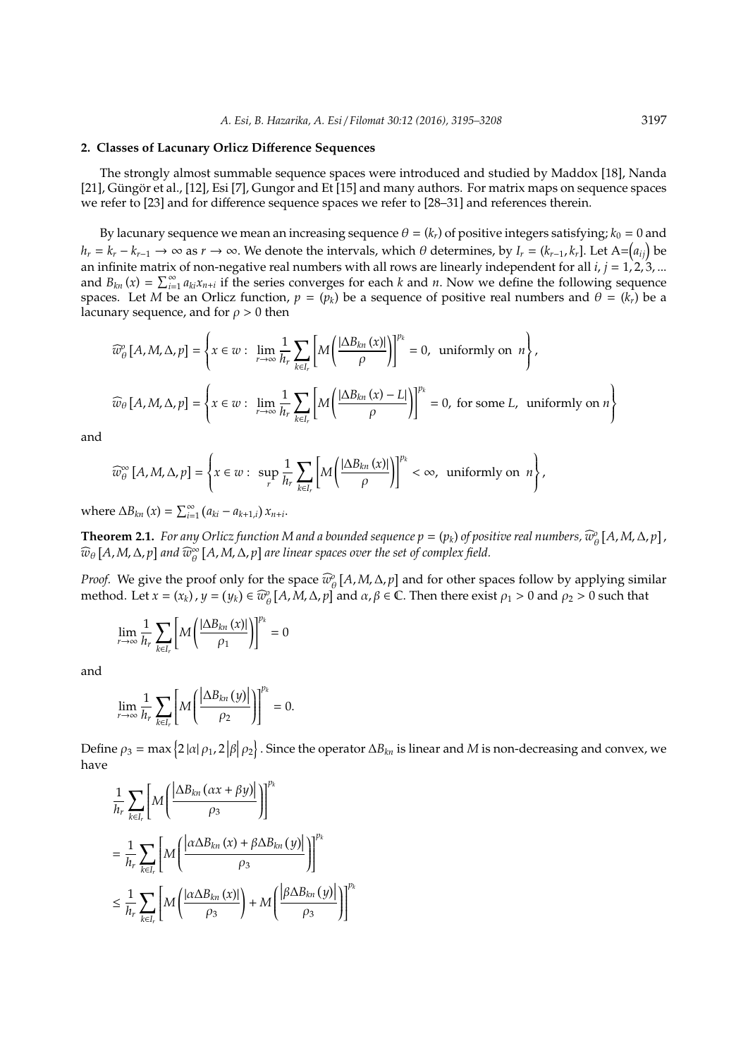## 2. Classes of Lacunary Orlicz Difference Sequences

The strongly almost summable sequence spaces were introduced and studied by Maddox [18], Nanda [21], Güngör et al., [12], Esi [7], Gungor and Et [15] and many authors. For matrix maps on sequence spaces we refer to [23] and for difference sequence spaces we refer to [28–31] and references therein.

By lacunary sequence we mean an increasing sequence $\theta = (k_r)$ of positive integers satisfying; $k_0 = 0$ and $h_r = k_r - k_{r-1} \to \infty$ as $r \to \infty$. We denote the intervals, which $\theta$ determines, by $I_r = (k_{r-1}, k_r]$. Let $A = (a_{ij})$ be an infinite matrix of non-negative real numbers with all rows are linearly independent for all $i, j = 1, 2, 3, ...$ and $B_{kn}(x) = \sum_{i=1}^{\infty} a_{ki} x_{n+i}$ if the series converges for each $k$ and $n$. Now we define the following sequence spaces. Let $M$ be an Orlicz function, $p = (p_k)$ be a sequence of positive real numbers and $\theta = (k_r)$ be a lacunary sequence, and for $\rho > 0$ then

$$\widehat{w}_\theta^o [A, M, \Delta, p] = \left\{ x \in w : \lim_{r\to\infty} \frac{1}{h_r} \sum_{k\in I_r} \left[ M\left( \frac{|\Delta B_{kn}(x)|}{\rho} \right) \right]^{p_k} = 0, \text{ uniformly on } n \right\},$$

$$\widehat{w}_\theta [A, M, \Delta, p] = \left\{ x \in w : \lim_{r\to\infty} \frac{1}{h_r} \sum_{k\in I_r} \left[ M\left( \frac{|\Delta B_{kn}(x) - L|}{\rho} \right) \right]^{p_k} = 0, \text{ for some } L, \text{ uniformly on } n \right\}$$

and

$$\widehat{w}_\theta^\infty [A, M, \Delta, p] = \left\{ x \in w : \sup_r \frac{1}{h_r} \sum_{k\in I_r} \left[ M\left( \frac{|\Delta B_{kn}(x)|}{\rho} \right) \right]^{p_k} < \infty, \text{ uniformly on } n \right\},$$

where $\Delta B_{kn}(x) = \sum_{i=1}^{\infty} (a_{ki} - a_{k+1,i}) x_{n+i}$.

**Theorem 2.1.** *For any Orlicz function $M$ and a bounded sequence $p = (p_k)$ of positive real numbers, $\widehat{w}_\theta^o [A, M, \Delta, p]$, $\widehat{w}_\theta [A, M, \Delta, p]$ and $\widehat{w}_\theta^\infty [A, M, \Delta, p]$ are linear spaces over the set of complex field.*

*Proof.* We give the proof only for the space $\widehat{w}_\theta^o [A, M, \Delta, p]$ and for other spaces follow by applying similar method. Let $x = (x_k), y = (y_k) \in \widehat{w}_\theta^o [A, M, \Delta, p]$ and $\alpha, \beta \in \mathbb{C}$. Then there exist $\rho_1 > 0$ and $\rho_2 > 0$ such that

$$\lim_{r\to\infty} \frac{1}{h_r} \sum_{k\in I_r} \left[ M\left( \frac{|\Delta B_{kn}(x)|}{\rho_1} \right) \right]^{p_k} = 0$$

and

$$\lim_{r\to\infty} \frac{1}{h_r} \sum_{k\in I_r} \left[ M\left( \frac{|\Delta B_{kn}(y)|}{\rho_2} \right) \right]^{p_k} = 0.$$

Define $\rho_3 = \max\{2|\alpha|\rho_1, 2|\beta|\rho_2\}$. Since the operator $\Delta B_{kn}$ is linear and $M$ is non-decreasing and convex, we have

$$\begin{aligned}
&\frac{1}{h_r} \sum_{k\in I_r} \left[ M\left( \frac{|\Delta B_{kn}(\alpha x + \beta y)|}{\rho_3} \right) \right]^{p_k} \\
&= \frac{1}{h_r} \sum_{k\in I_r} \left[ M\left( \frac{|\alpha \Delta B_{kn}(x) + \beta \Delta B_{kn}(y)|}{\rho_3} \right) \right]^{p_k} \\
&\leq \frac{1}{h_r} \sum_{k\in I_r} \left[ M\left( \frac{|\alpha \Delta B_{kn}(x)|}{\rho_3} \right) + M\left( \frac{|\beta \Delta B_{kn}(y)|}{\rho_3} \right) \right]^{p_k}
\end{aligned}$$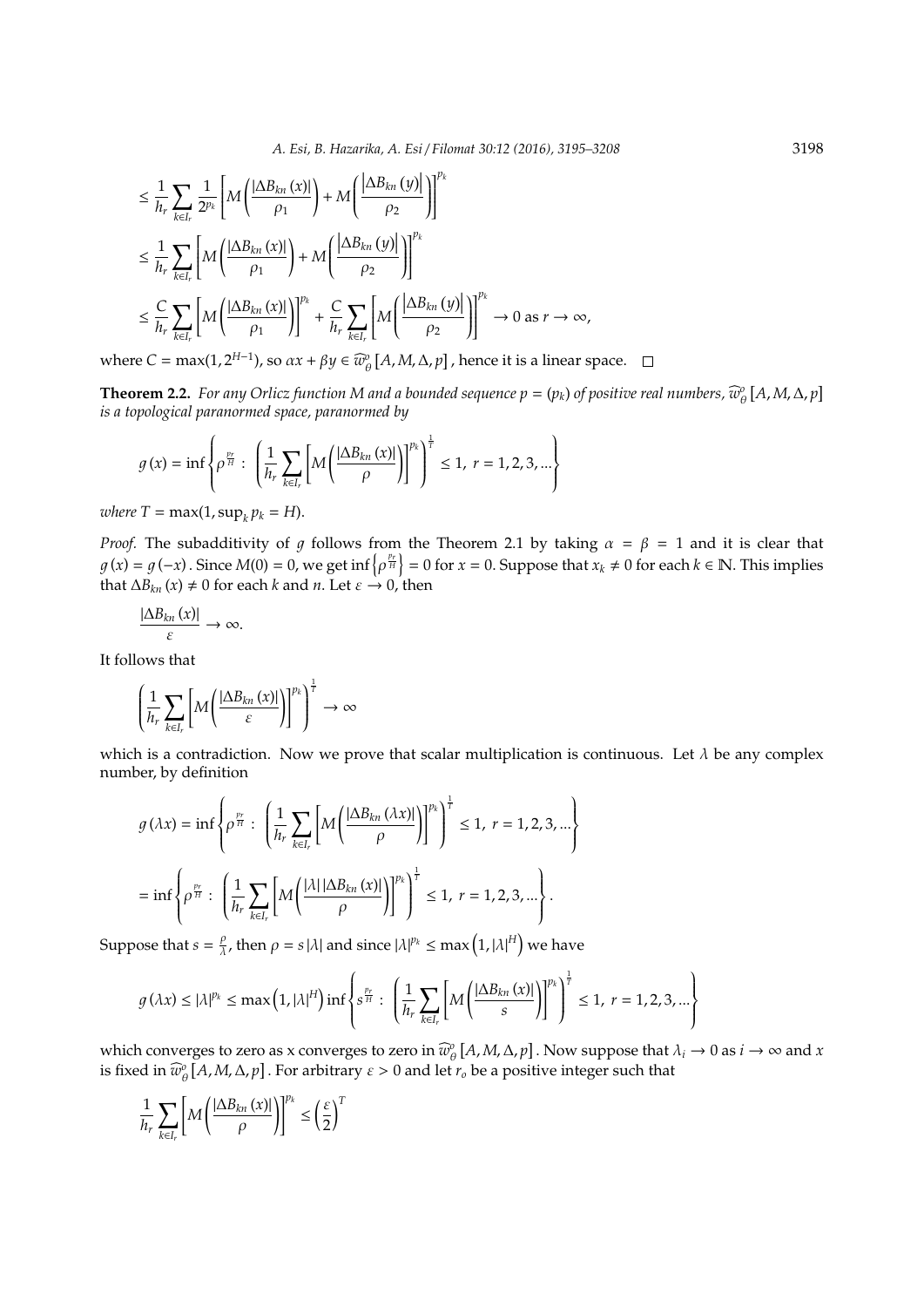$$\leq \frac{1}{h_r}\sum_{k\in I_r}\frac{1}{2^{p_k}}\left[M\left(\frac{|\Delta B_{kn}(x)|}{\rho_1}\right)+M\left(\frac{|\Delta B_{kn}(y)|}{\rho_2}\right)\right]^{p_k}$$

$$\leq \frac{1}{h_r}\sum_{k\in I_r}\left[M\left(\frac{|\Delta B_{kn}(x)|}{\rho_1}\right)+M\left(\frac{|\Delta B_{kn}(y)|}{\rho_2}\right)\right]^{p_k}$$

$$\leq \frac{C}{h_r}\sum_{k\in I_r}\left[M\left(\frac{|\Delta B_{kn}(x)|}{\rho_1}\right)\right]^{p_k}+\frac{C}{h_r}\sum_{k\in I_r}\left[M\left(\frac{|\Delta B_{kn}(y)|}{\rho_2}\right)\right]^{p_k}\to 0 \text{ as } r\to\infty,$$

where $C=\max(1,2^{H-1})$, so $\alpha x+\beta y\in \widehat{w}_{\theta}^{o}[A,M,\Delta,p]$, hence it is a linear space. □

**Theorem 2.2.** *For any Orlicz function M and a bounded sequence $p=(p_k)$ of positive real numbers, $\widehat{w}_{\theta}^{o}[A,M,\Delta,p]$ is a topological paranormed space, paranormed by*

$$g(x)=\inf\left\{\rho^{\frac{p_r}{H}}:\ \left(\frac{1}{h_r}\sum_{k\in I_r}\left[M\left(\frac{|\Delta B_{kn}(x)|}{\rho}\right)\right]^{p_k}\right)^{\frac{1}{T}}\leq 1,\ r=1,2,3,...\right\}$$

*where $T=\max(1,\sup_k p_k=H)$.*

*Proof.* The subadditivity of $g$ follows from the Theorem 2.1 by taking $\alpha=\beta=1$ and it is clear that $g(x)=g(-x)$. Since $M(0)=0$, we get $\inf\left\{\rho^{\frac{p_r}{H}}\right\}=0$ for $x=0$. Suppose that $x_k\neq 0$ for each $k\in\mathbb{N}$. This implies that $\Delta B_{kn}(x)\neq 0$ for each $k$ and $n$. Let $\varepsilon\to 0$, then

$$\frac{|\Delta B_{kn}(x)|}{\varepsilon}\to\infty.$$

It follows that

$$\left(\frac{1}{h_r}\sum_{k\in I_r}\left[M\left(\frac{|\Delta B_{kn}(x)|}{\varepsilon}\right)\right]^{p_k}\right)^{\frac{1}{T}}\to\infty$$

which is a contradiction. Now we prove that scalar multiplication is continuous. Let $\lambda$ be any complex number, by definition

$$g(\lambda x)=\inf\left\{\rho^{\frac{p_r}{H}}:\ \left(\frac{1}{h_r}\sum_{k\in I_r}\left[M\left(\frac{|\Delta B_{kn}(\lambda x)|}{\rho}\right)\right]^{p_k}\right)^{\frac{1}{T}}\leq 1,\ r=1,2,3,...\right\}$$

$$=\inf\left\{\rho^{\frac{p_r}{H}}:\ \left(\frac{1}{h_r}\sum_{k\in I_r}\left[M\left(\frac{|\lambda|\,|\Delta B_{kn}(x)|}{\rho}\right)\right]^{p_k}\right)^{\frac{1}{T}}\leq 1,\ r=1,2,3,...\right\}.$$

Suppose that $s=\frac{\rho}{\lambda}$, then $\rho=s|\lambda|$ and since $|\lambda|^{p_k}\leq\max\left(1,|\lambda|^{H}\right)$ we have

$$g(\lambda x)\leq|\lambda|^{p_k}\leq\max\left(1,|\lambda|^{H}\right)\inf\left\{s^{\frac{p_r}{H}}:\ \left(\frac{1}{h_r}\sum_{k\in I_r}\left[M\left(\frac{|\Delta B_{kn}(x)|}{s}\right)\right]^{p_k}\right)^{\frac{1}{T}}\leq 1,\ r=1,2,3,...\right\}$$

which converges to zero as x converges to zero in $\widehat{w}_{\theta}^{o}[A,M,\Delta,p]$. Now suppose that $\lambda_i\to 0$ as $i\to\infty$ and $x$ is fixed in $\widehat{w}_{\theta}^{o}[A,M,\Delta,p]$. For arbitrary $\varepsilon>0$ and let $r_o$ be a positive integer such that

$$\frac{1}{h_r}\sum_{k\in I_r}\left[M\left(\frac{|\Delta B_{kn}(x)|}{\rho}\right)\right]^{p_k}\leq\left(\frac{\varepsilon}{2}\right)^{T}$$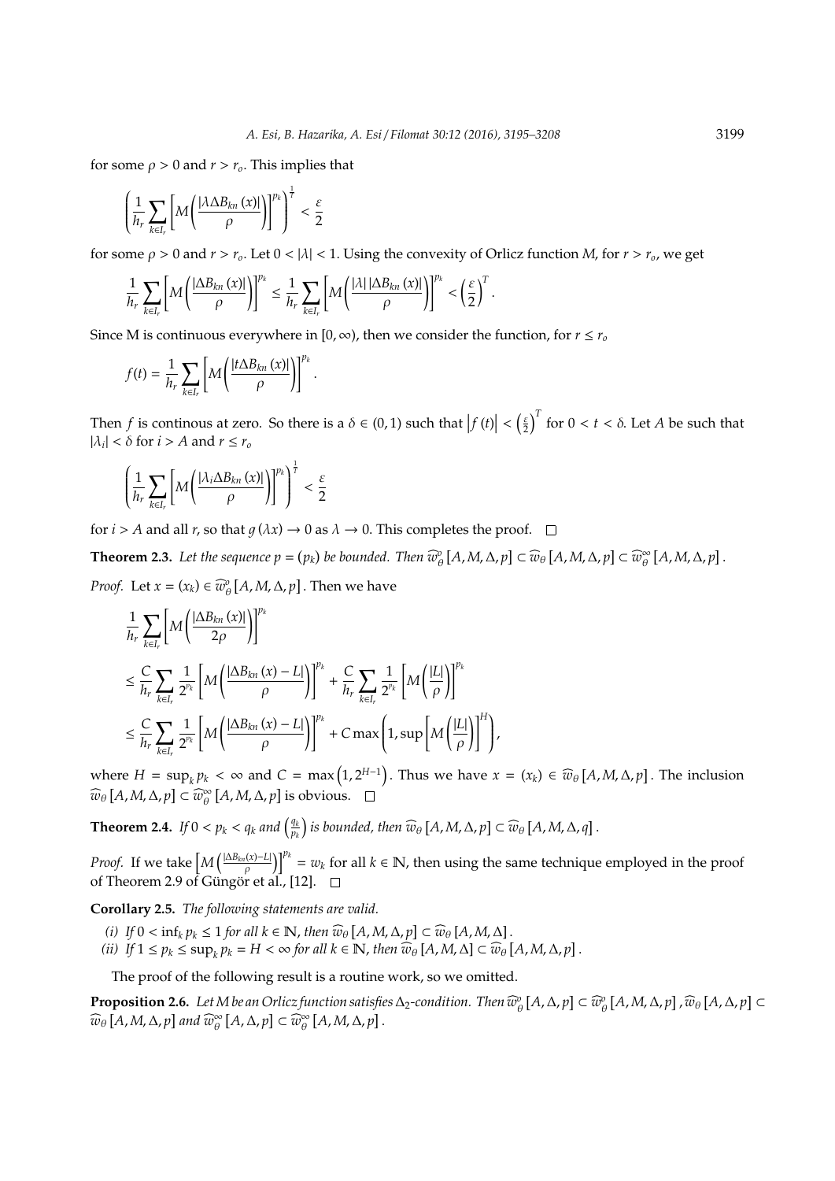for some $\rho > 0$ and $r > r_o$. This implies that

$$\left( \frac{1}{h_r} \sum_{k \in I_r} \left[ M\left( \frac{|\lambda \Delta B_{kn}(x)|}{\rho} \right) \right]^{p_k} \right)^{\frac{1}{T}} < \frac{\varepsilon}{2}$$

for some $\rho > 0$ and $r > r_o$. Let $0 < |\lambda| < 1$. Using the convexity of Orlicz function $M$, for $r > r_o$, we get

$$\frac{1}{h_r} \sum_{k \in I_r} \left[ M\left( \frac{|\Delta B_{kn}(x)|}{\rho} \right) \right]^{p_k} \leq \frac{1}{h_r} \sum_{k \in I_r} \left[ M\left( \frac{|\lambda| \, |\Delta B_{kn}(x)|}{\rho} \right) \right]^{p_k} < \left( \frac{\varepsilon}{2} \right)^T.$$

Since M is continuous everywhere in $[0, \infty)$, then we consider the function, for $r \leq r_o$

$$f(t) = \frac{1}{h_r} \sum_{k \in I_r} \left[ M\left( \frac{|t \Delta B_{kn}(x)|}{\rho} \right) \right]^{p_k}.$$

Then $f$ is continous at zero. So there is a $\delta \in (0, 1)$ such that $\left| f(t) \right| < \left( \frac{\varepsilon}{2} \right)^T$ for $0 < t < \delta$. Let $A$ be such that $|\lambda_i| < \delta$ for $i > A$ and $r \leq r_o$

$$\left( \frac{1}{h_r} \sum_{k \in I_r} \left[ M\left( \frac{|\lambda_i \Delta B_{kn}(x)|}{\rho} \right) \right]^{p_k} \right)^{\frac{1}{T}} < \frac{\varepsilon}{2}$$

for $i > A$ and all $r$, so that $g(\lambda x) \to 0$ as $\lambda \to 0$. This completes the proof. □

**Theorem 2.3.** *Let the sequence $p = (p_k)$ be bounded. Then $\widehat{w}_\theta^o [A, M, \Delta, p] \subset \widehat{w}_\theta [A, M, \Delta, p] \subset \widehat{w}_\theta^\infty [A, M, \Delta, p]$.*

*Proof.* Let $x = (x_k) \in \widehat{w}_\theta^o [A, M, \Delta, p]$. Then we have

$$\begin{aligned}
&\frac{1}{h_r} \sum_{k \in I_r} \left[ M\left( \frac{|\Delta B_{kn}(x)|}{2\rho} \right) \right]^{p_k} \\
&\leq \frac{C}{h_r} \sum_{k \in I_r} \frac{1}{2^{p_k}} \left[ M\left( \frac{|\Delta B_{kn}(x) - L|}{\rho} \right) \right]^{p_k} + \frac{C}{h_r} \sum_{k \in I_r} \frac{1}{2^{p_k}} \left[ M\left( \frac{|L|}{\rho} \right) \right]^{p_k} \\
&\leq \frac{C}{h_r} \sum_{k \in I_r} \frac{1}{2^{p_k}} \left[ M\left( \frac{|\Delta B_{kn}(x) - L|}{\rho} \right) \right]^{p_k} + C \max\left( 1, \sup \left[ M\left( \frac{|L|}{\rho} \right) \right]^H \right),
\end{aligned}$$

where $H = \sup_k p_k < \infty$ and $C = \max\left(1, 2^{H-1}\right)$. Thus we have $x = (x_k) \in \widehat{w}_\theta [A, M, \Delta, p]$. The inclusion $\widehat{w}_\theta [A, M, \Delta, p] \subset \widehat{w}_\theta^\infty [A, M, \Delta, p]$ is obvious. □

**Theorem 2.4.** *If $0 < p_k < q_k$ and $\left(\frac{q_k}{p_k}\right)$ is bounded, then $\widehat{w}_\theta [A, M, \Delta, p] \subset \widehat{w}_\theta [A, M, \Delta, q]$.*

*Proof.* If we take $\left[ M\left( \frac{|\Delta B_{kn}(x) - L|}{\rho} \right) \right]^{p_k} = w_k$ for all $k \in \mathbb{N}$, then using the same technique employed in the proof of Theorem 2.9 of Güngör et al., [12]. □

**Corollary 2.5.** *The following statements are valid.*

*(i) If $0 < \inf_k p_k \leq 1$ for all $k \in \mathbb{N}$, then $\widehat{w}_\theta [A, M, \Delta, p] \subset \widehat{w}_\theta [A, M, \Delta]$.*

*(ii) If $1 \leq p_k \leq \sup_k p_k = H < \infty$ for all $k \in \mathbb{N}$, then $\widehat{w}_\theta [A, M, \Delta] \subset \widehat{w}_\theta [A, M, \Delta, p]$.*

The proof of the following result is a routine work, so we omitted.

**Proposition 2.6.** *Let M be an Orlicz function satisfies $\Delta_2$-condition. Then $\widehat{w}_\theta^o [A, \Delta, p] \subset \widehat{w}_\theta^o [A, M, \Delta, p]$, $\widehat{w}_\theta [A, \Delta, p] \subset \widehat{w}_\theta [A, M, \Delta, p]$ and $\widehat{w}_\theta^\infty [A, \Delta, p] \subset \widehat{w}_\theta^\infty [A, M, \Delta, p]$.*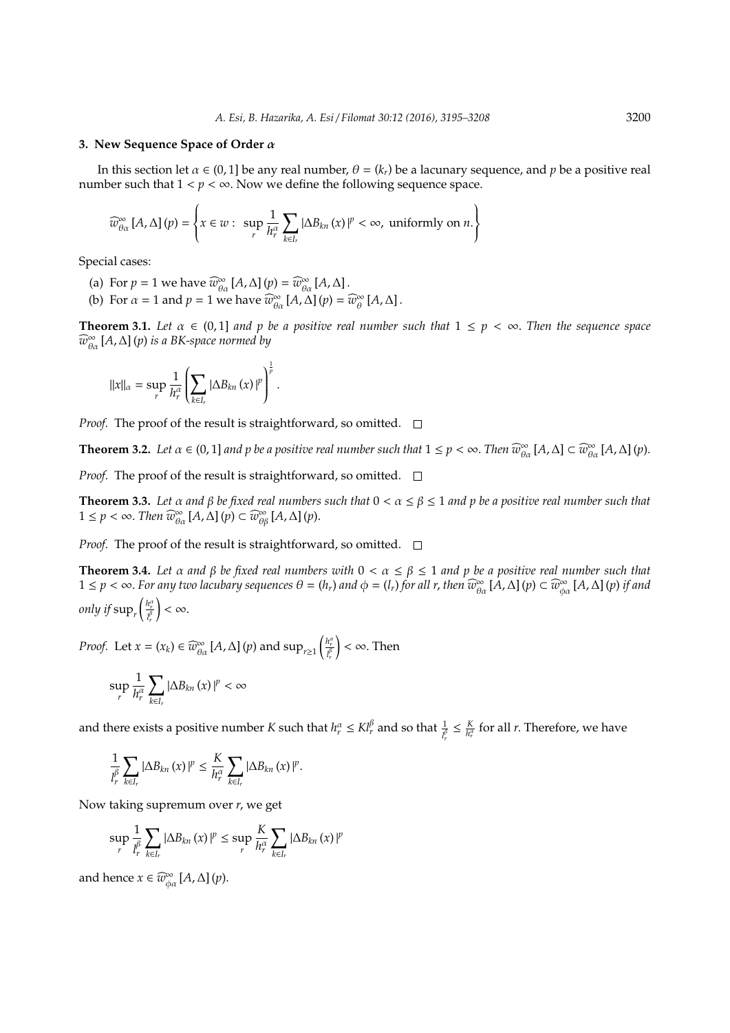### 3. New Sequence Space of Order $\alpha$

In this section let $\alpha \in (0, 1]$ be any real number, $\theta = (k_r)$ be a lacunary sequence, and $p$ be a positive real number such that $1 < p < \infty$. Now we define the following sequence space.

$$\widehat{w}_{\theta\alpha}^{\infty}[A, \Delta](p) = \left\{ x \in w : \sup_r \frac{1}{h_r^{\alpha}} \sum_{k \in I_r} |\Delta B_{kn}(x)|^p < \infty, \text{ uniformly on } n. \right\}$$

Special cases:

(a) For $p = 1$ we have $\widehat{w}_{\theta\alpha}^{\infty}[A, \Delta](p) = \widehat{w}_{\theta\alpha}^{\infty}[A, \Delta]$.

(b) For $\alpha = 1$ and $p = 1$ we have $\widehat{w}_{\theta\alpha}^{\infty}[A, \Delta](p) = \widehat{w}_{\theta}^{\infty}[A, \Delta]$.

**Theorem 3.1.** *Let $\alpha \in (0, 1]$ and $p$ be a positive real number such that $1 \leq p < \infty$. Then the sequence space $\widehat{w}_{\theta\alpha}^{\infty}[A, \Delta](p)$ is a BK-space normed by*

$$\|x\|_{\alpha} = \sup_r \frac{1}{h_r^{\alpha}} \left( \sum_{k \in I_r} |\Delta B_{kn}(x)|^p \right)^{\frac{1}{p}}.$$

*Proof.* The proof of the result is straightforward, so omitted. □

**Theorem 3.2.** *Let $\alpha \in (0, 1]$ and $p$ be a positive real number such that $1 \leq p < \infty$. Then $\widehat{w}_{\theta\alpha}^{\infty}[A, \Delta] \subset \widehat{w}_{\theta\alpha}^{\infty}[A, \Delta](p)$.*

*Proof.* The proof of the result is straightforward, so omitted. □

**Theorem 3.3.** *Let $\alpha$ and $\beta$ be fixed real numbers such that $0 < \alpha \leq \beta \leq 1$ and $p$ be a positive real number such that $1 \leq p < \infty$. Then $\widehat{w}_{\theta\alpha}^{\infty}[A, \Delta](p) \subset \widehat{w}_{\theta\beta}^{\infty}[A, \Delta](p)$.*

*Proof.* The proof of the result is straightforward, so omitted. □

**Theorem 3.4.** *Let $\alpha$ and $\beta$ be fixed real numbers with $0 < \alpha \leq \beta \leq 1$ and $p$ be a positive real number such that $1 \leq p < \infty$. For any two lacubary sequences $\theta = (h_r)$ and $\phi = (l_r)$ for all $r$, then $\widehat{w}_{\theta\alpha}^{\infty}[A, \Delta](p) \subset \widehat{w}_{\phi\alpha}^{\infty}[A, \Delta](p)$ if and only if $\sup_r \left( \frac{h_r^{\alpha}}{l_r^{\beta}} \right) < \infty$.*

*Proof.* Let $x = (x_k) \in \widehat{w}_{\theta\alpha}^{\infty}[A, \Delta](p)$ and $\sup_{r \geq 1} \left( \frac{h_r^{\alpha}}{l_r^{\beta}} \right) < \infty$. Then

$$\sup_r \frac{1}{h_r^{\alpha}} \sum_{k \in I_r} |\Delta B_{kn}(x)|^p < \infty$$

and there exists a positive number $K$ such that $h_r^{\alpha} \leq K l_r^{\beta}$ and so that $\frac{1}{l_r^{\beta}} \leq \frac{K}{h_r^{\alpha}}$ for all $r$. Therefore, we have

$$\frac{1}{l_r^{\beta}} \sum_{k \in I_r} |\Delta B_{kn}(x)|^p \leq \frac{K}{h_r^{\alpha}} \sum_{k \in I_r} |\Delta B_{kn}(x)|^p.$$

Now taking supremum over $r$, we get

$$\sup_r \frac{1}{l_r^{\beta}} \sum_{k \in I_r} |\Delta B_{kn}(x)|^p \leq \sup_r \frac{K}{h_r^{\alpha}} \sum_{k \in I_r} |\Delta B_{kn}(x)|^p$$

and hence $x \in \widehat{w}_{\phi\alpha}^{\infty}[A, \Delta](p)$.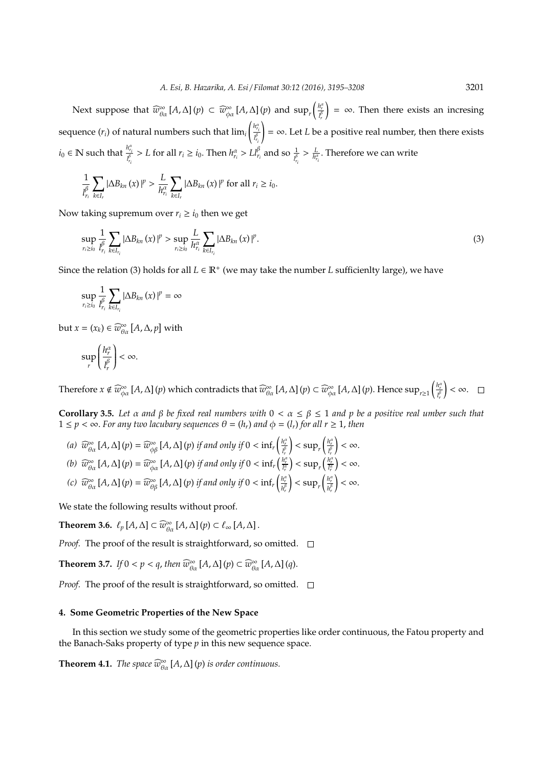Next suppose that $\widehat{w}_{\theta\alpha}^{\infty}[A,\Delta](p) \subset \widehat{w}_{\phi\alpha}^{\infty}[A,\Delta](p)$ and $\sup_r\left(\frac{h_r^\alpha}{l_r^\beta}\right) = \infty$. Then there exists an incresing sequence $(r_i)$ of natural numbers such that $\lim_i\left(\frac{h_{r_i}^\alpha}{l_{r_i}^\beta}\right) = \infty$. Let $L$ be a positive real number, then there exists $i_0 \in \mathbb{N}$ such that $\frac{h_{r_i}^\alpha}{l_{r_i}^\beta} > L$ for all $r_i \geq i_0$. Then $h_{r_i}^\alpha > Ll_{r_i}^\beta$ and so $\frac{1}{l_{r_i}^\beta} > \frac{L}{h_{r_i}^\alpha}$. Therefore we can write

$$\frac{1}{l_{r_i}^\beta}\sum_{k\in I_r}|\Delta B_{kn}(x)|^p > \frac{L}{h_{r_i}^\alpha}\sum_{k\in I_r}|\Delta B_{kn}(x)|^p \text{ for all } r_i \geq i_0.$$

Now taking supremum over $r_i \geq i_0$ then we get

$$\sup_{r_i\geq i_0}\frac{1}{l_{r_i}^\beta}\sum_{k\in I_{r_i}}|\Delta B_{kn}(x)|^p > \sup_{r_i\geq i_0}\frac{L}{h_{r_i}^\alpha}\sum_{k\in I_{r_i}}|\Delta B_{kn}(x)|^p. \tag{3}$$

Since the relation (3) holds for all $L \in \mathbb{R}^+$ (we may take the number $L$ sufficienlty large), we have

$$\sup_{r_i\geq i_0}\frac{1}{l_{r_i}^\beta}\sum_{k\in I_{r_i}}|\Delta B_{kn}(x)|^p = \infty$$

but $x = (x_k) \in \widehat{w}_{\theta\alpha}^{\infty}[A,\Delta,p]$ with

$$\sup_r\left(\frac{h_r^\alpha}{l_r^\beta}\right) < \infty.$$

Therefore $x \notin \widehat{w}_{\phi\alpha}^{\infty}[A,\Delta](p)$ which contradicts that $\widehat{w}_{\theta\alpha}^{\infty}[A,\Delta](p) \subset \widehat{w}_{\phi\alpha}^{\infty}[A,\Delta](p)$. Hence $\sup_{r\geq 1}\left(\frac{h_r^\alpha}{l_r^\beta}\right) < \infty$. $\square$

**Corollary 3.5.** *Let $\alpha$ and $\beta$ be fixed real numbers with $0 < \alpha \leq \beta \leq 1$ and $p$ be a positive real umber such that $1 \leq p < \infty$. For any two lacubary sequences $\theta = (h_r)$ and $\phi = (l_r)$ for all $r \geq 1$, then*

*(a) $\widehat{w}_{\theta\alpha}^{\infty}[A,\Delta](p) = \widehat{w}_{\phi\beta}^{\infty}[A,\Delta](p)$ if and only if $0 < \inf_r\left(\frac{h_r^\alpha}{l_r^\beta}\right) < \sup_r\left(\frac{h_r^\alpha}{l_r^\beta}\right) < \infty$.*

*(b) $\widehat{w}_{\theta\alpha}^{\infty}[A,\Delta](p) = \widehat{w}_{\phi\alpha}^{\infty}[A,\Delta](p)$ if and only if $0 < \inf_r\left(\frac{h_r^\alpha}{l_r^\alpha}\right) < \sup_r\left(\frac{h_r^\alpha}{l_r^\alpha}\right) < \infty$.*

*(c) $\widehat{w}_{\theta\alpha}^{\infty}[A,\Delta](p) = \widehat{w}_{\theta\beta}^{\infty}[A,\Delta](p)$ if and only if $0 < \inf_r\left(\frac{h_r^\alpha}{h_r^\beta}\right) < \sup_r\left(\frac{h_r^\alpha}{h_r^\beta}\right) < \infty$.*

We state the following results without proof.

**Theorem 3.6.** $\ell_p[A,\Delta] \subset \widehat{w}_{\theta\alpha}^{\infty}[A,\Delta](p) \subset \ell_\infty[A,\Delta]$.

*Proof.* The proof of the result is straightforward, so omitted. $\square$

**Theorem 3.7.** *If $0 < p < q$, then $\widehat{w}_{\theta\alpha}^{\infty}[A,\Delta](p) \subset \widehat{w}_{\theta\alpha}^{\infty}[A,\Delta](q)$.*

*Proof.* The proof of the result is straightforward, so omitted. $\square$

## 4. Some Geometric Properties of the New Space

In this section we study some of the geometric properties like order continuous, the Fatou property and the Banach-Saks property of type $p$ in this new sequence space.

**Theorem 4.1.** *The space $\widehat{w}_{\theta\alpha}^{\infty}[A,\Delta](p)$ is order continuous.*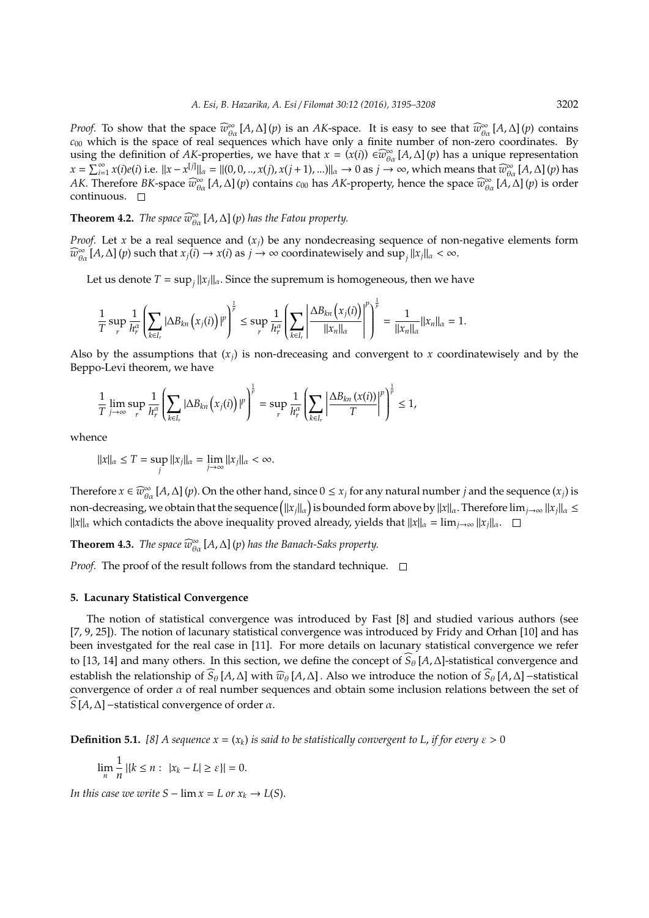*Proof.* To show that the space $\widehat{w}^{\infty}_{\theta\alpha}[A,\Delta](p)$ is an *AK*-space. It is easy to see that $\widehat{w}^{\infty}_{\theta\alpha}[A,\Delta](p)$ contains $c_{00}$ which is the space of real sequences which have only a finite number of non-zero coordinates. By using the definition of *AK*-properties, we have that $x = (x(i)) \in \widehat{w}^{\infty}_{\theta\alpha}[A,\Delta](p)$ has a unique representation $x = \sum_{i=1}^{\infty} x(i)e(i)$ i.e. $\|x - x^{[j]}\|_{\alpha} = \|(0,0,..,x(j),x(j+1),...)\|_{\alpha} \to 0$ as $j \to \infty$, which means that $\widehat{w}^{\infty}_{\theta\alpha}[A,\Delta](p)$ has *AK*. Therefore *BK*-space $\widehat{w}^{\infty}_{\theta\alpha}[A,\Delta](p)$ contains $c_{00}$ has *AK*-property, hence the space $\widehat{w}^{\infty}_{\theta\alpha}[A,\Delta](p)$ is order continuous. $\square$

**Theorem 4.2.** *The space $\widehat{w}^{\infty}_{\theta\alpha}[A,\Delta](p)$ has the Fatou property.*

*Proof.* Let $x$ be a real sequence and $(x_j)$ be any nondecreasing sequence of non-negative elements form $\widehat{w}^{\infty}_{\theta\alpha}[A,\Delta](p)$ such that $x_j(i) \to x(i)$ as $j \to \infty$ coordinatewisely and $\sup_j \|x_j\|_{\alpha} < \infty$.

Let us denote $T = \sup_j \|x_j\|_{\alpha}$. Since the supremum is homogeneous, then we have

$$\frac{1}{T}\sup_r \frac{1}{h_r^{\alpha}}\left(\sum_{k\in I_r}|\Delta B_{kn}\left(x_j(i)\right)|^p\right)^{\frac{1}{p}} \le \sup_r \frac{1}{h_r^{\alpha}}\left(\sum_{k\in I_r}\left|\frac{\Delta B_{kn}\left(x_j(i)\right)}{\|x_n\|_{\alpha}}\right|^p\right)^{\frac{1}{p}} = \frac{1}{\|x_n\|_{\alpha}}\|x_n\|_{\alpha} = 1.$$

Also by the assumptions that $(x_j)$ is non-dreceasing and convergent to $x$ coordinatewisely and by the Beppo-Levi theorem, we have

$$\frac{1}{T}\lim_{j\to\infty}\sup_r \frac{1}{h_r^{\alpha}}\left(\sum_{k\in I_r}|\Delta B_{kn}\left(x_j(i)\right)|^p\right)^{\frac{1}{p}} = \sup_r \frac{1}{h_r^{\alpha}}\left(\sum_{k\in I_r}\left|\frac{\Delta B_{kn}\left(x(i)\right)}{T}\right|^p\right)^{\frac{1}{p}} \le 1,$$

whence

$$\|x\|_{\alpha} \le T = \sup_j \|x_j\|_{\alpha} = \lim_{j\to\infty}\|x_j\|_{\alpha} < \infty.$$

Therefore $x \in \widehat{w}^{\infty}_{\theta\alpha}[A,\Delta](p)$. On the other hand, since $0 \le x_j$ for any natural number $j$ and the sequence $(x_j)$ is non-decreasing, we obtain that the sequence $\left(\|x_j\|_{\alpha}\right)$ is bounded form above by $\|x\|_{\alpha}$. Therefore $\lim_{j\to\infty}\|x_j\|_{\alpha} \le \|x\|_{\alpha}$ which contadicts the above inequality proved already, yields that $\|x\|_{\alpha} = \lim_{j\to\infty}\|x_j\|_{\alpha}$. $\square$

**Theorem 4.3.** *The space $\widehat{w}^{\infty}_{\theta\alpha}[A,\Delta](p)$ has the Banach-Saks property.*

*Proof.* The proof of the result follows from the standard technique. $\square$

## 5. Lacunary Statistical Convergence

The notion of statistical convergence was introduced by Fast [8] and studied various authors (see [7, 9, 25]). The notion of lacunary statistical convergence was introduced by Fridy and Orhan [10] and has been investgated for the real case in [11]. For more details on lacunary statistical convergence we refer to [13, 14] and many others. In this section, we define the concept of $\widehat{S}_{\theta}[A,\Delta]$-statistical convergence and establish the relationship of $\widehat{S}_{\theta}[A,\Delta]$ with $\widehat{w}_{\theta}[A,\Delta]$. Also we introduce the notion of $\widehat{S}_{\theta}[A,\Delta]$ −statistical convergence of order $\alpha$ of real number sequences and obtain some inclusion relations between the set of $\widehat{S}[A,\Delta]$ −statistical convergence of order $\alpha$.

**Definition 5.1.** *[8] A sequence $x = (x_k)$ is said to be statistically convergent to $L$, if for every $\varepsilon > 0$*

$$\lim_n \frac{1}{n}|\{k \le n : \ |x_k - L| \ge \varepsilon\}| = 0.$$

*In this case we write $S - \lim x = L$ or $x_k \to L(S)$.*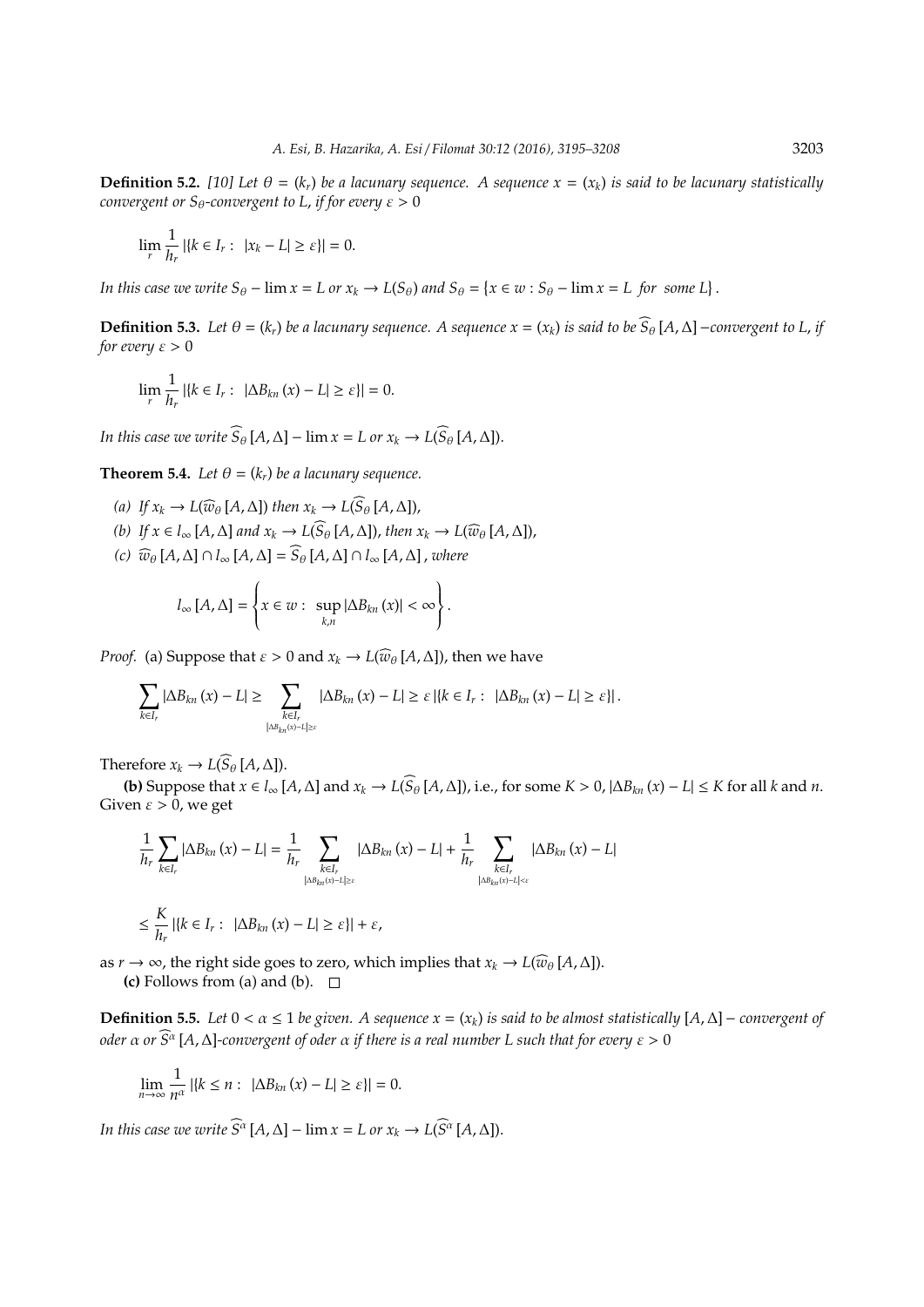**Definition 5.2.** *[10] Let $\theta = (k_r)$ be a lacunary sequence. A sequence $x = (x_k)$ is said to be lacunary statistically convergent or $S_\theta$-convergent to $L$, if for every $\varepsilon > 0$*

$$\lim_r \frac{1}{h_r} |\{k \in I_r : \ |x_k - L| \geq \varepsilon\}| = 0.$$

*In this case we write $S_\theta - \lim x = L$ or $x_k \to L(S_\theta)$ and $S_\theta = \{x \in w : S_\theta - \lim x = L \ \text{for some} \ L\}$.*

**Definition 5.3.** *Let $\theta = (k_r)$ be a lacunary sequence. A sequence $x = (x_k)$ is said to be $\widehat{S}_\theta [A, \Delta]$ −convergent to $L$, if for every $\varepsilon > 0$*

$$\lim_r \frac{1}{h_r} |\{k \in I_r : \ |\Delta B_{kn}(x) - L| \geq \varepsilon\}| = 0.$$

*In this case we write $\widehat{S}_\theta [A, \Delta] - \lim x = L$ or $x_k \to L(\widehat{S}_\theta [A, \Delta])$.*

**Theorem 5.4.** *Let $\theta = (k_r)$ be a lacunary sequence.*

*(a) If $x_k \to L(\widehat{w}_\theta [A, \Delta])$ then $x_k \to L(\widehat{S}_\theta [A, \Delta])$,*

*(b) If $x \in l_\infty [A, \Delta]$ and $x_k \to L(\widehat{S}_\theta [A, \Delta])$, then $x_k \to L(\widehat{w}_\theta [A, \Delta])$,*

*(c) $\widehat{w}_\theta [A, \Delta] \cap l_\infty [A, \Delta] = \widehat{S}_\theta [A, \Delta] \cap l_\infty [A, \Delta]$, where*

$$l_\infty [A, \Delta] = \left\{ x \in w : \ \sup_{k,n} |\Delta B_{kn}(x)| < \infty \right\}.$$

*Proof.* (a) Suppose that $\varepsilon > 0$ and $x_k \to L(\widehat{w}_\theta [A, \Delta])$, then we have

$$\sum_{k \in I_r} |\Delta B_{kn}(x) - L| \geq \sum_{\substack{k \in I_r \\ |\Delta B_{kn}(x) - L| \geq \varepsilon}} |\Delta B_{kn}(x) - L| \geq \varepsilon |\{k \in I_r : \ |\Delta B_{kn}(x) - L| \geq \varepsilon\}|.$$

Therefore $x_k \to L(\widehat{S}_\theta [A, \Delta])$.

**(b)** Suppose that $x \in l_\infty [A, \Delta]$ and $x_k \to L(\widehat{S}_\theta [A, \Delta])$, i.e., for some $K > 0$, $|\Delta B_{kn}(x) - L| \leq K$ for all $k$ and $n$. Given $\varepsilon > 0$, we get

$$\frac{1}{h_r} \sum_{k \in I_r} |\Delta B_{kn}(x) - L| = \frac{1}{h_r} \sum_{\substack{k \in I_r \\ |\Delta B_{kn}(x) - L| \geq \varepsilon}} |\Delta B_{kn}(x) - L| + \frac{1}{h_r} \sum_{\substack{k \in I_r \\ |\Delta B_{kn}(x) - L| < \varepsilon}} |\Delta B_{kn}(x) - L|$$

$$\leq \frac{K}{h_r} |\{k \in I_r : \ |\Delta B_{kn}(x) - L| \geq \varepsilon\}| + \varepsilon,$$

as $r \to \infty$, the right side goes to zero, which implies that $x_k \to L(\widehat{w}_\theta [A, \Delta])$.

**(c)** Follows from (a) and (b). □

**Definition 5.5.** *Let $0 < \alpha \leq 1$ be given. A sequence $x = (x_k)$ is said to be almost statistically $[A, \Delta]$ − convergent of oder $\alpha$ or $\widehat{S}^\alpha [A, \Delta]$-convergent of oder $\alpha$ if there is a real number $L$ such that for every $\varepsilon > 0$*

$$\lim_{n \to \infty} \frac{1}{n^\alpha} |\{k \leq n : \ |\Delta B_{kn}(x) - L| \geq \varepsilon\}| = 0.$$

*In this case we write $\widehat{S}^\alpha [A, \Delta] - \lim x = L$ or $x_k \to L(\widehat{S}^\alpha [A, \Delta])$.*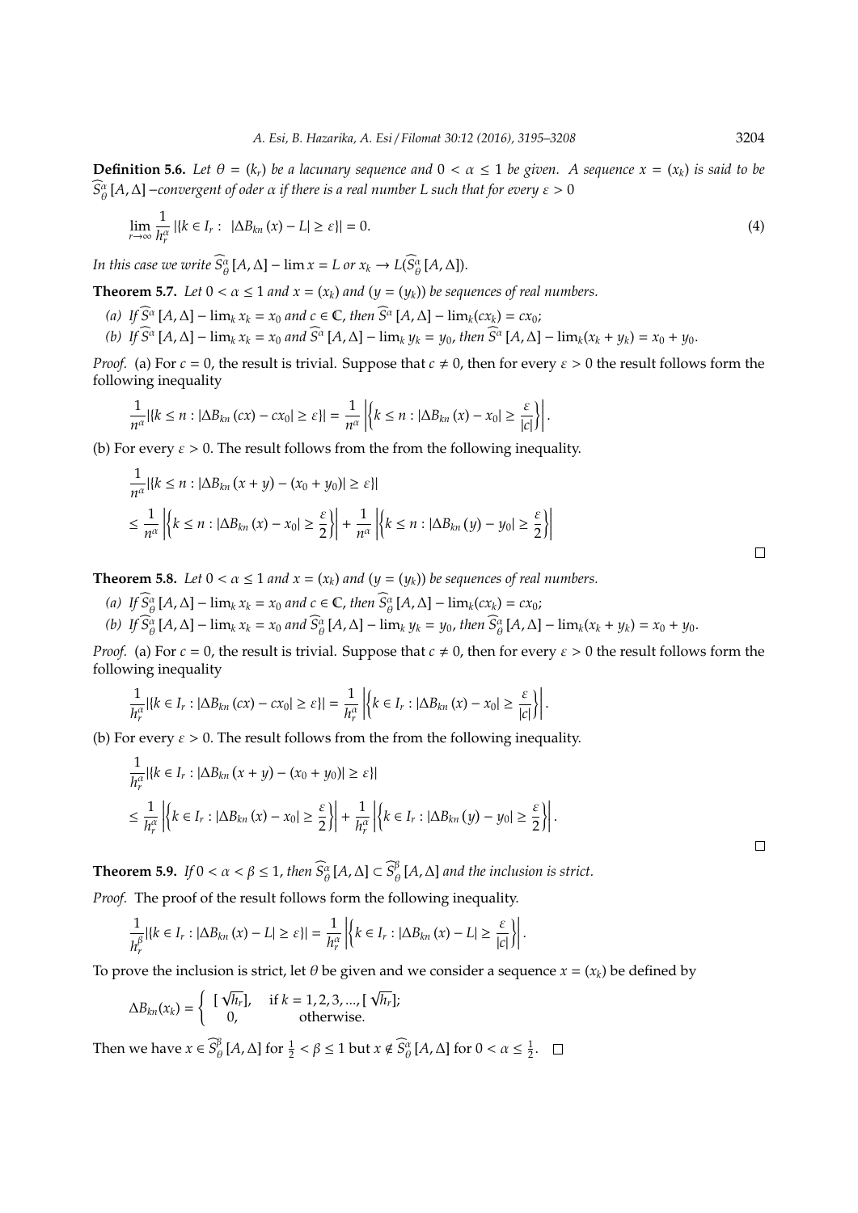**Definition 5.6.** *Let $\theta = (k_r)$ be a lacunary sequence and $0 < \alpha \leq 1$ be given. A sequence $x = (x_k)$ is said to be $\widehat{S}_\theta^\alpha [A, \Delta]$ −convergent of oder $\alpha$ if there is a real number $L$ such that for every $\varepsilon > 0$*

$$\lim_{r\to\infty} \frac{1}{h_r^\alpha} |\{k \in I_r : \ |\Delta B_{kn}(x) - L| \geq \varepsilon\}| = 0. \tag{4}$$

*In this case we write $\widehat{S}_\theta^\alpha [A, \Delta] - \lim x = L$ or $x_k \to L(\widehat{S}_\theta^\alpha [A, \Delta])$.*

**Theorem 5.7.** *Let $0 < \alpha \leq 1$ and $x = (x_k)$ and $(y = (y_k))$ be sequences of real numbers.*

*(a) If $\widehat{S}^\alpha [A, \Delta] - \lim_k x_k = x_0$ and $c \in \mathbb{C}$, then $\widehat{S}^\alpha [A, \Delta] - \lim_k (cx_k) = cx_0$;*

*(b) If $\widehat{S}^\alpha [A, \Delta] - \lim_k x_k = x_0$ and $\widehat{S}^\alpha [A, \Delta] - \lim_k y_k = y_0$, then $\widehat{S}^\alpha [A, \Delta] - \lim_k (x_k + y_k) = x_0 + y_0$.*

*Proof.* (a) For $c = 0$, the result is trivial. Suppose that $c \neq 0$, then for every $\varepsilon > 0$ the result follows form the following inequality

$$\frac{1}{n^\alpha} |\{k \leq n : |\Delta B_{kn}(cx) - cx_0| \geq \varepsilon\}| = \frac{1}{n^\alpha} \left| \left\{ k \leq n : |\Delta B_{kn}(x) - x_0| \geq \frac{\varepsilon}{|c|} \right\} \right|.$$

(b) For every $\varepsilon > 0$. The result follows from the from the following inequality.

$$\begin{aligned}
&\frac{1}{n^\alpha} |\{k \leq n : |\Delta B_{kn}(x + y) - (x_0 + y_0)| \geq \varepsilon\}| \\
&\leq \frac{1}{n^\alpha} \left| \left\{ k \leq n : |\Delta B_{kn}(x) - x_0| \geq \frac{\varepsilon}{2} \right\} \right| + \frac{1}{n^\alpha} \left| \left\{ k \leq n : |\Delta B_{kn}(y) - y_0| \geq \frac{\varepsilon}{2} \right\} \right|
\end{aligned}$$

□

**Theorem 5.8.** *Let $0 < \alpha \leq 1$ and $x = (x_k)$ and $(y = (y_k))$ be sequences of real numbers.*

*(a) If $\widehat{S}_\theta^\alpha [A, \Delta] - \lim_k x_k = x_0$ and $c \in \mathbb{C}$, then $\widehat{S}_\theta^\alpha [A, \Delta] - \lim_k (cx_k) = cx_0$;*

*(b) If $\widehat{S}_\theta^\alpha [A, \Delta] - \lim_k x_k = x_0$ and $\widehat{S}_\theta^\alpha [A, \Delta] - \lim_k y_k = y_0$, then $\widehat{S}_\theta^\alpha [A, \Delta] - \lim_k (x_k + y_k) = x_0 + y_0$.*

*Proof.* (a) For $c = 0$, the result is trivial. Suppose that $c \neq 0$, then for every $\varepsilon > 0$ the result follows form the following inequality

$$\frac{1}{h_r^\alpha} |\{k \in I_r : |\Delta B_{kn}(cx) - cx_0| \geq \varepsilon\}| = \frac{1}{h_r^\alpha} \left| \left\{ k \in I_r : |\Delta B_{kn}(x) - x_0| \geq \frac{\varepsilon}{|c|} \right\} \right|.$$

(b) For every $\varepsilon > 0$. The result follows from the from the following inequality.

$$\begin{aligned}
&\frac{1}{h_r^\alpha} |\{k \in I_r : |\Delta B_{kn}(x + y) - (x_0 + y_0)| \geq \varepsilon\}| \\
&\leq \frac{1}{h_r^\alpha} \left| \left\{ k \in I_r : |\Delta B_{kn}(x) - x_0| \geq \frac{\varepsilon}{2} \right\} \right| + \frac{1}{h_r^\alpha} \left| \left\{ k \in I_r : |\Delta B_{kn}(y) - y_0| \geq \frac{\varepsilon}{2} \right\} \right|.
\end{aligned}$$

□

**Theorem 5.9.** *If $0 < \alpha < \beta \leq 1$, then $\widehat{S}_\theta^\alpha [A, \Delta] \subset \widehat{S}_\theta^\beta [A, \Delta]$ and the inclusion is strict.*

*Proof.* The proof of the result follows form the following inequality.

$$\frac{1}{h_r^\beta} |\{k \in I_r : |\Delta B_{kn}(x) - L| \geq \varepsilon\}| = \frac{1}{h_r^\alpha} \left| \left\{ k \in I_r : |\Delta B_{kn}(x) - L| \geq \frac{\varepsilon}{|c|} \right\} \right|.$$

To prove the inclusion is strict, let $\theta$ be given and we consider a sequence $x = (x_k)$ be defined by

$$\Delta B_{kn}(x_k) = \begin{cases} [\sqrt{h_r}], & \text{if } k = 1, 2, 3, ..., [\sqrt{h_r}]; \\ 0, & \text{otherwise.} \end{cases}$$

Then we have $x \in \widehat{S}_\theta^\beta [A, \Delta]$ for $\frac{1}{2} < \beta \leq 1$ but $x \notin \widehat{S}_\theta^\alpha [A, \Delta]$ for $0 < \alpha \leq \frac{1}{2}$. □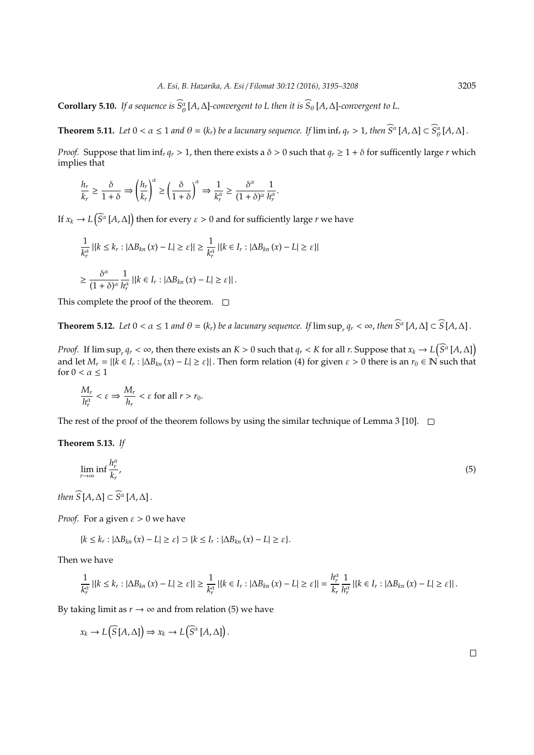**Corollary 5.10.** *If a sequence is $\widehat{S}_{\theta}^{\alpha}[A,\Delta]$-convergent to L then it is $\widehat{S}_{\theta}[A,\Delta]$-convergent to L.*

**Theorem 5.11.** *Let $0<\alpha\leq 1$ and $\theta=(k_r)$ be a lacunary sequence. If $\liminf_r q_r>1$, then $\widehat{S^{\alpha}}[A,\Delta]\subset \widehat{S}_{\theta}^{\alpha}[A,\Delta]$.*

*Proof.* Suppose that $\liminf_r q_r>1$, then there exists a $\delta>0$ such that $q_r\geq 1+\delta$ for sufficently large $r$ which implies that

$$\frac{h_r}{k_r}\geq \frac{\delta}{1+\delta}\Rightarrow \left(\frac{h_r}{k_r}\right)^{\alpha}\geq \left(\frac{\delta}{1+\delta}\right)^{\alpha}\Rightarrow \frac{1}{k_r^{\alpha}}\geq \frac{\delta^{\alpha}}{(1+\delta)^{\alpha}}\frac{1}{h_r^{\alpha}}.$$

If $x_k\to L\left(\widehat{S^{\alpha}}[A,\Delta]\right)$ then for every $\varepsilon>0$ and for sufficiently large $r$ we have

$$\frac{1}{k_r^{\alpha}}\left|\{k\leq k_r:\left|\Delta B_{kn}(x)-L\right|\geq\varepsilon\}\right|\geq \frac{1}{k_r^{\alpha}}\left|\{k\in I_r:\left|\Delta B_{kn}(x)-L\right|\geq\varepsilon\}\right|$$

$$\geq \frac{\delta^{\alpha}}{(1+\delta)^{\alpha}}\frac{1}{h_r^{\alpha}}\left|\{k\in I_r:\left|\Delta B_{kn}(x)-L\right|\geq\varepsilon\}\right|.$$

This complete the proof of the theorem. $\square$

**Theorem 5.12.** *Let $0<\alpha\leq 1$ and $\theta=(k_r)$ be a lacunary sequence. If $\limsup_r q_r<\infty$, then $\widehat{S^{\alpha}}[A,\Delta]\subset \widehat{S}[A,\Delta]$.*

*Proof.* If $\limsup_r q_r<\infty$, then there exists an $K>0$ such that $q_r<K$ for all $r$. Suppose that $x_k\to L\left(\widehat{S^{\alpha}}[A,\Delta]\right)$ and let $M_r=\left|\{k\in I_r:\left|\Delta B_{kn}(x)-L\right|\geq\varepsilon\}\right|$. Then form relation (4) for given $\varepsilon>0$ there is an $r_0\in\mathbb{N}$ such that for $0<\alpha\leq 1$

$$\frac{M_r}{h_r^{\alpha}}<\varepsilon\Rightarrow \frac{M_r}{h_r}<\varepsilon \text{ for all } r>r_0.$$

The rest of the proof of the theorem follows by using the similar technique of Lemma 3 [10]. $\square$

**Theorem 5.13.** *If*

$$\lim_{r\to\infty}\inf\frac{h_r^{\alpha}}{k_r}, \tag{5}$$

*then $\widehat{S}[A,\Delta]\subset\widehat{S^{\alpha}}[A,\Delta]$.*

*Proof.* For a given $\varepsilon>0$ we have

$$\{k\leq k_r:\left|\Delta B_{kn}(x)-L\right|\geq\varepsilon\}\supset\{k\leq I_r:\left|\Delta B_{kn}(x)-L\right|\geq\varepsilon\}.$$

Then we have

$$\frac{1}{k_r^{\alpha}}\left|\{k\leq k_r:\left|\Delta B_{kn}(x)-L\right|\geq\varepsilon\}\right|\geq\frac{1}{k_r^{\alpha}}\left|\{k\in I_r:\left|\Delta B_{kn}(x)-L\right|\geq\varepsilon\}\right|=\frac{h_r^{\alpha}}{k_r}\frac{1}{h_r^{\alpha}}\left|\{k\in I_r:\left|\Delta B_{kn}(x)-L\right|\geq\varepsilon\}\right|.$$

By taking limit as $r\to\infty$ and from relation (5) we have

$$x_k\to L\left(\widehat{S}[A,\Delta]\right)\Rightarrow x_k\to L\left(\widehat{S^{\alpha}}[A,\Delta]\right).$$

$\square$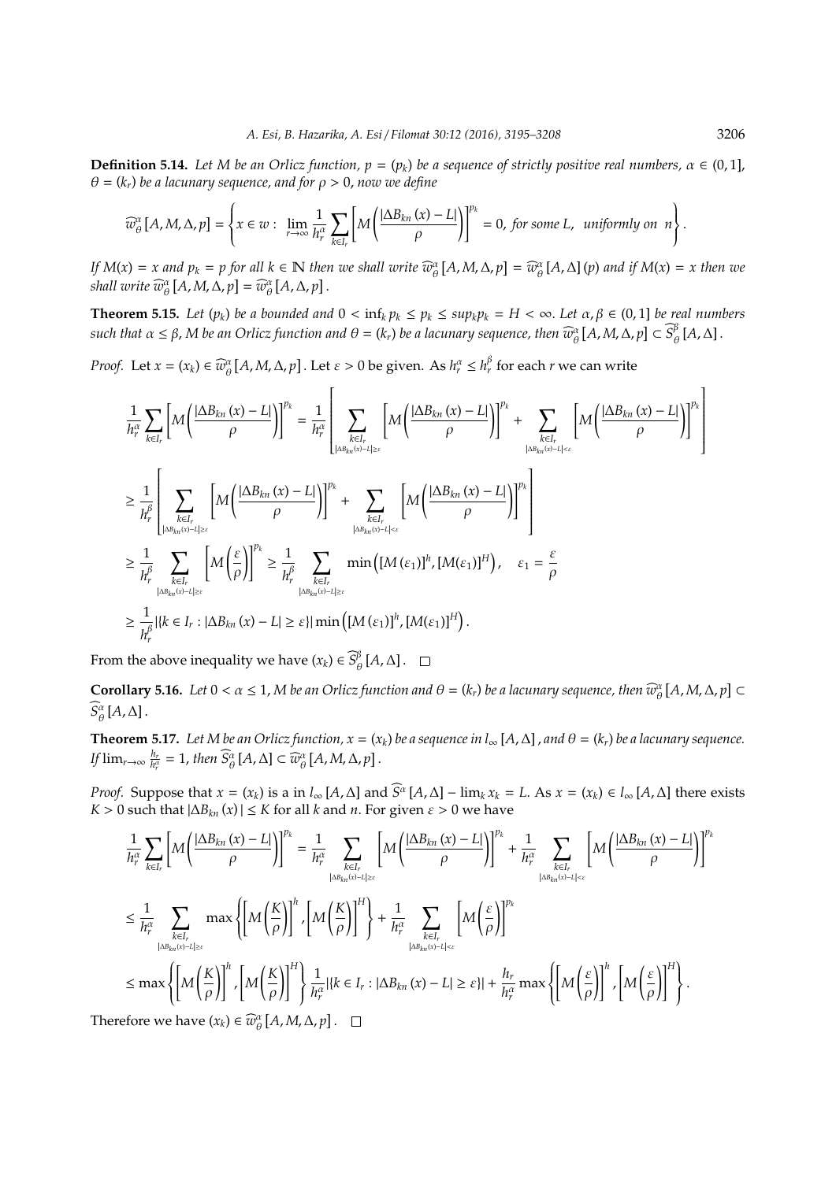**Definition 5.14.** *Let $M$ be an Orlicz function, $p = (p_k)$ be a sequence of strictly positive real numbers, $\alpha \in (0,1]$, $\theta = (k_r)$ be a lacunary sequence, and for $\rho > 0$, now we define*

$$\widehat{w}_{\theta}^{\alpha}[A, M, \Delta, p] = \left\{ x \in w : \lim_{r\to\infty} \frac{1}{h_r^{\alpha}} \sum_{k\in I_r} \left[ M\left( \frac{|\Delta B_{kn}(x) - L|}{\rho} \right) \right]^{p_k} = 0, \text{ for some } L, \text{ uniformly on } n \right\}.$$

*If $M(x) = x$ and $p_k = p$ for all $k \in \mathbb{N}$ then we shall write $\widehat{w}_{\theta}^{\alpha}[A, M, \Delta, p] = \widehat{w}_{\theta}^{\alpha}[A, \Delta](p)$ and if $M(x) = x$ then we shall write $\widehat{w}_{\theta}^{\alpha}[A, M, \Delta, p] = \widehat{w}_{\theta}^{\alpha}[A, \Delta, p]$.*

**Theorem 5.15.** *Let $(p_k)$ be a bounded and $0 < \inf_k p_k \le p_k \le \sup_k p_k = H < \infty$. Let $\alpha, \beta \in (0,1]$ be real numbers such that $\alpha \le \beta$, $M$ be an Orlicz function and $\theta = (k_r)$ be a lacunary sequence, then $\widehat{w}_{\theta}^{\alpha}[A, M, \Delta, p] \subset \widehat{S}_{\theta}^{\beta}[A, \Delta]$.*

*Proof.* Let $x = (x_k) \in \widehat{w}_{\theta}^{\alpha}[A, M, \Delta, p]$. Let $\varepsilon > 0$ be given. As $h_r^{\alpha} \le h_r^{\beta}$ for each $r$ we can write

$$\begin{aligned}
\frac{1}{h_r^{\alpha}} \sum_{k\in I_r} \left[ M\left( \frac{|\Delta B_{kn}(x) - L|}{\rho} \right) \right]^{p_k} &= \frac{1}{h_r^{\alpha}} \left[ \sum_{\substack{k\in I_r \\ |\Delta B_{kn}(x) - L| \ge \varepsilon}} \left[ M\left( \frac{|\Delta B_{kn}(x) - L|}{\rho} \right) \right]^{p_k} + \sum_{\substack{k\in I_r \\ |\Delta B_{kn}(x) - L| < \varepsilon}} \left[ M\left( \frac{|\Delta B_{kn}(x) - L|}{\rho} \right) \right]^{p_k} \right] \\
&\ge \frac{1}{h_r^{\beta}} \left[ \sum_{\substack{k\in I_r \\ |\Delta B_{kn}(x) - L| \ge \varepsilon}} \left[ M\left( \frac{|\Delta B_{kn}(x) - L|}{\rho} \right) \right]^{p_k} + \sum_{\substack{k\in I_r \\ |\Delta B_{kn}(x) - L| < \varepsilon}} \left[ M\left( \frac{|\Delta B_{kn}(x) - L|}{\rho} \right) \right]^{p_k} \right] \\
&\ge \frac{1}{h_r^{\beta}} \sum_{\substack{k\in I_r \\ |\Delta B_{kn}(x) - L| \ge \varepsilon}} \left[ M\left( \frac{\varepsilon}{\rho} \right) \right]^{p_k} \ge \frac{1}{h_r^{\beta}} \sum_{\substack{k\in I_r \\ |\Delta B_{kn}(x) - L| \ge \varepsilon}} \min\left( [M(\varepsilon_1)]^h, [M(\varepsilon_1)]^H \right), \quad \varepsilon_1 = \frac{\varepsilon}{\rho} \\
&\ge \frac{1}{h_r^{\beta}} |\{k \in I_r : |\Delta B_{kn}(x) - L| \ge \varepsilon\}| \min\left( [M(\varepsilon_1)]^h, [M(\varepsilon_1)]^H \right).
\end{aligned}$$

From the above inequality we have $(x_k) \in \widehat{S}_{\theta}^{\beta}[A, \Delta]$. $\square$

**Corollary 5.16.** *Let $0 < \alpha \le 1$, $M$ be an Orlicz function and $\theta = (k_r)$ be a lacunary sequence, then $\widehat{w}_{\theta}^{\alpha}[A, M, \Delta, p] \subset \widehat{S}_{\theta}^{\alpha}[A, \Delta]$.*

**Theorem 5.17.** *Let $M$ be an Orlicz function, $x = (x_k)$ be a sequence in $l_{\infty}[A, \Delta]$, and $\theta = (k_r)$ be a lacunary sequence. If $\lim_{r\to\infty} \frac{h_r}{h_r^{\alpha}} = 1$, then $\widehat{S}_{\theta}^{\alpha}[A, \Delta] \subset \widehat{w}_{\theta}^{\alpha}[A, M, \Delta, p]$.*

*Proof.* Suppose that $x = (x_k)$ is a in $l_{\infty}[A, \Delta]$ and $\widehat{S}^{\alpha}[A, \Delta] - \lim_k x_k = L$. As $x = (x_k) \in l_{\infty}[A, \Delta]$ there exists $K > 0$ such that $|\Delta B_{kn}(x)| \le K$ for all $k$ and $n$. For given $\varepsilon > 0$ we have

$$\begin{aligned}
\frac{1}{h_r^{\alpha}} \sum_{k\in I_r} \left[ M\left( \frac{|\Delta B_{kn}(x) - L|}{\rho} \right) \right]^{p_k} &= \frac{1}{h_r^{\alpha}} \sum_{\substack{k\in I_r \\ |\Delta B_{kn}(x) - L| \ge \varepsilon}} \left[ M\left( \frac{|\Delta B_{kn}(x) - L|}{\rho} \right) \right]^{p_k} + \frac{1}{h_r^{\alpha}} \sum_{\substack{k\in I_r \\ |\Delta B_{kn}(x) - L| < \varepsilon}} \left[ M\left( \frac{|\Delta B_{kn}(x) - L|}{\rho} \right) \right]^{p_k} \\
&\le \frac{1}{h_r^{\alpha}} \sum_{\substack{k\in I_r \\ |\Delta B_{kn}(x) - L| \ge \varepsilon}} \max\left\{ \left[ M\left( \frac{K}{\rho} \right) \right]^h, \left[ M\left( \frac{K}{\rho} \right) \right]^H \right\} + \frac{1}{h_r^{\alpha}} \sum_{\substack{k\in I_r \\ |\Delta B_{kn}(x) - L| < \varepsilon}} \left[ M\left( \frac{\varepsilon}{\rho} \right) \right]^{p_k} \\
&\le \max\left\{ \left[ M\left( \frac{K}{\rho} \right) \right]^h, \left[ M\left( \frac{K}{\rho} \right) \right]^H \right\} \frac{1}{h_r^{\alpha}} |\{k \in I_r : |\Delta B_{kn}(x) - L| \ge \varepsilon\}| + \frac{h_r}{h_r^{\alpha}} \max\left\{ \left[ M\left( \frac{\varepsilon}{\rho} \right) \right]^h, \left[ M\left( \frac{\varepsilon}{\rho} \right) \right]^H \right\}.
\end{aligned}$$

Therefore we have $(x_k) \in \widehat{w}_{\theta}^{\alpha}[A, M, \Delta, p]$. $\square$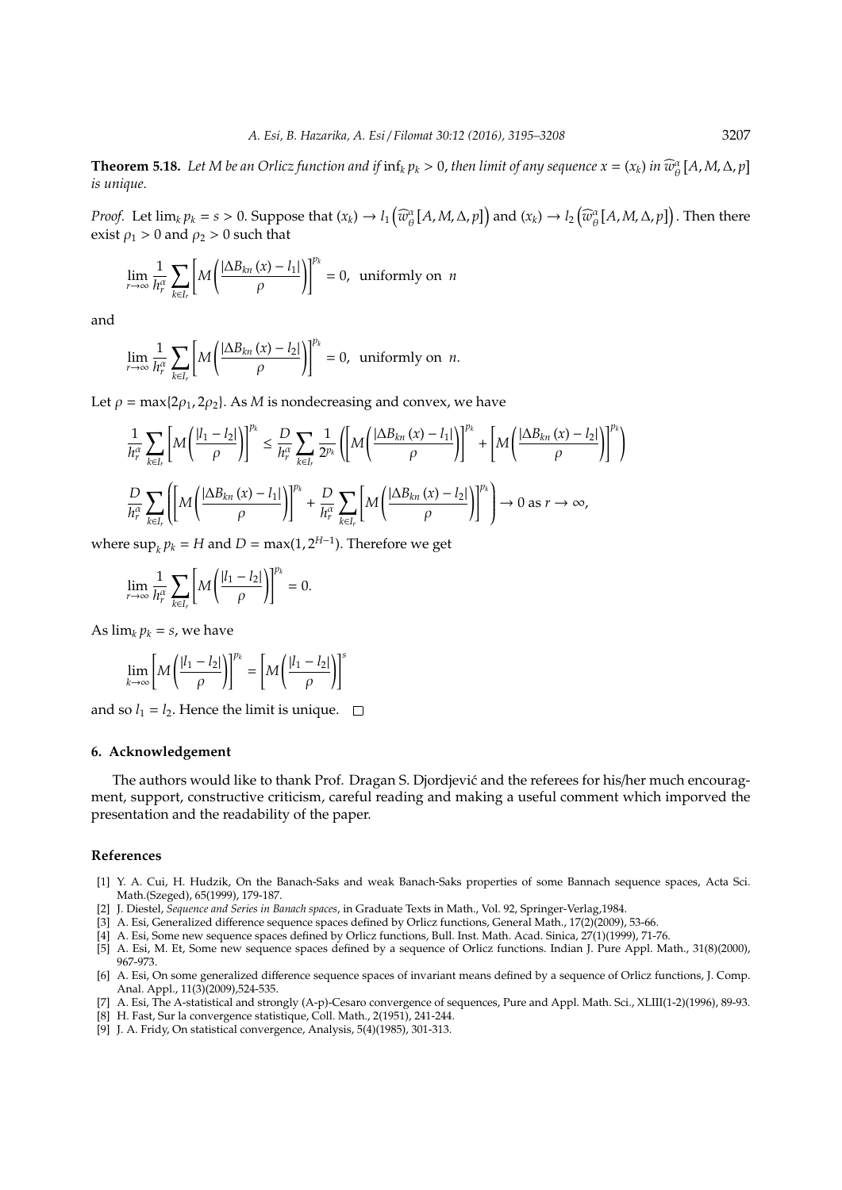**Theorem 5.18.** *Let M be an Orlicz function and if* $\inf_k p_k > 0$*, then limit of any sequence* $x = (x_k)$ *in* $\widehat{w}_\theta^\alpha [A, M, \Delta, p]$ *is unique.*

*Proof.* Let $\lim_k p_k = s > 0$. Suppose that $(x_k) \to l_1 \left(\widehat{w}_\theta^\alpha [A, M, \Delta, p]\right)$ and $(x_k) \to l_2 \left(\widehat{w}_\theta^\alpha [A, M, \Delta, p]\right)$. Then there exist $\rho_1 > 0$ and $\rho_2 > 0$ such that

$$\lim_{r\to\infty} \frac{1}{h_r^\alpha} \sum_{k\in I_r} \left[ M\left( \frac{|\Delta B_{kn}(x) - l_1|}{\rho} \right) \right]^{p_k} = 0, \text{ uniformly on } n$$

and

$$\lim_{r\to\infty} \frac{1}{h_r^\alpha} \sum_{k\in I_r} \left[ M\left( \frac{|\Delta B_{kn}(x) - l_2|}{\rho} \right) \right]^{p_k} = 0, \text{ uniformly on } n.$$

Let $\rho = \max\{2\rho_1, 2\rho_2\}$. As $M$ is nondecreasing and convex, we have

$$\frac{1}{h_r^\alpha} \sum_{k\in I_r} \left[ M\left( \frac{|l_1 - l_2|}{\rho} \right) \right]^{p_k} \leq \frac{D}{h_r^\alpha} \sum_{k\in I_r} \frac{1}{2^{p_k}} \left( \left[ M\left( \frac{|\Delta B_{kn}(x) - l_1|}{\rho} \right) \right]^{p_k} + \left[ M\left( \frac{|\Delta B_{kn}(x) - l_2|}{\rho} \right) \right]^{p_k} \right)$$

$$\frac{D}{h_r^\alpha} \sum_{k\in I_r} \left( \left[ M\left( \frac{|\Delta B_{kn}(x) - l_1|}{\rho} \right) \right]^{p_k} + \frac{D}{h_r^\alpha} \sum_{k\in I_r} \left[ M\left( \frac{|\Delta B_{kn}(x) - l_2|}{\rho} \right) \right]^{p_k} \right) \to 0 \text{ as } r \to \infty,$$

where $\sup_k p_k = H$ and $D = \max(1, 2^{H-1})$. Therefore we get

$$\lim_{r\to\infty} \frac{1}{h_r^\alpha} \sum_{k\in I_r} \left[ M\left( \frac{|l_1 - l_2|}{\rho} \right) \right]^{p_k} = 0.$$

As $\lim_k p_k = s$, we have

$$\lim_{k\to\infty} \left[ M\left( \frac{|l_1 - l_2|}{\rho} \right) \right]^{p_k} = \left[ M\left( \frac{|l_1 - l_2|}{\rho} \right) \right]^{s}$$

and so $l_1 = l_2$. Hence the limit is unique. □

## 6. Acknowledgement

The authors would like to thank Prof. Dragan S. Djordjević and the referees for his/her much encouragment, support, constructive criticism, careful reading and making a useful comment which imporved the presentation and the readability of the paper.

## References

[1] Y. A. Cui, H. Hudzik, On the Banach-Saks and weak Banach-Saks properties of some Bannach sequence spaces, Acta Sci. Math.(Szeged), 65(1999), 179-187.

[2] J. Diestel, *Sequence and Series in Banach spaces*, in Graduate Texts in Math., Vol. 92, Springer-Verlag,1984.

[3] A. Esi, Generalized difference sequence spaces defined by Orlicz functions, General Math., 17(2)(2009), 53-66.

[4] A. Esi, Some new sequence spaces defined by Orlicz functions, Bull. Inst. Math. Acad. Sinica, 27(1)(1999), 71-76.

[5] A. Esi, M. Et, Some new sequence spaces defined by a sequence of Orlicz functions. Indian J. Pure Appl. Math., 31(8)(2000), 967-973.

[6] A. Esi, On some generalized difference sequence spaces of invariant means defined by a sequence of Orlicz functions, J. Comp. Anal. Appl., 11(3)(2009),524-535.

[7] A. Esi, The A-statistical and strongly (A-p)-Cesaro convergence of sequences, Pure and Appl. Math. Sci., XLIII(1-2)(1996), 89-93.

[8] H. Fast, Sur la convergence statistique, Coll. Math., 2(1951), 241-244.

[9] J. A. Fridy, On statistical convergence, Analysis, 5(4)(1985), 301-313.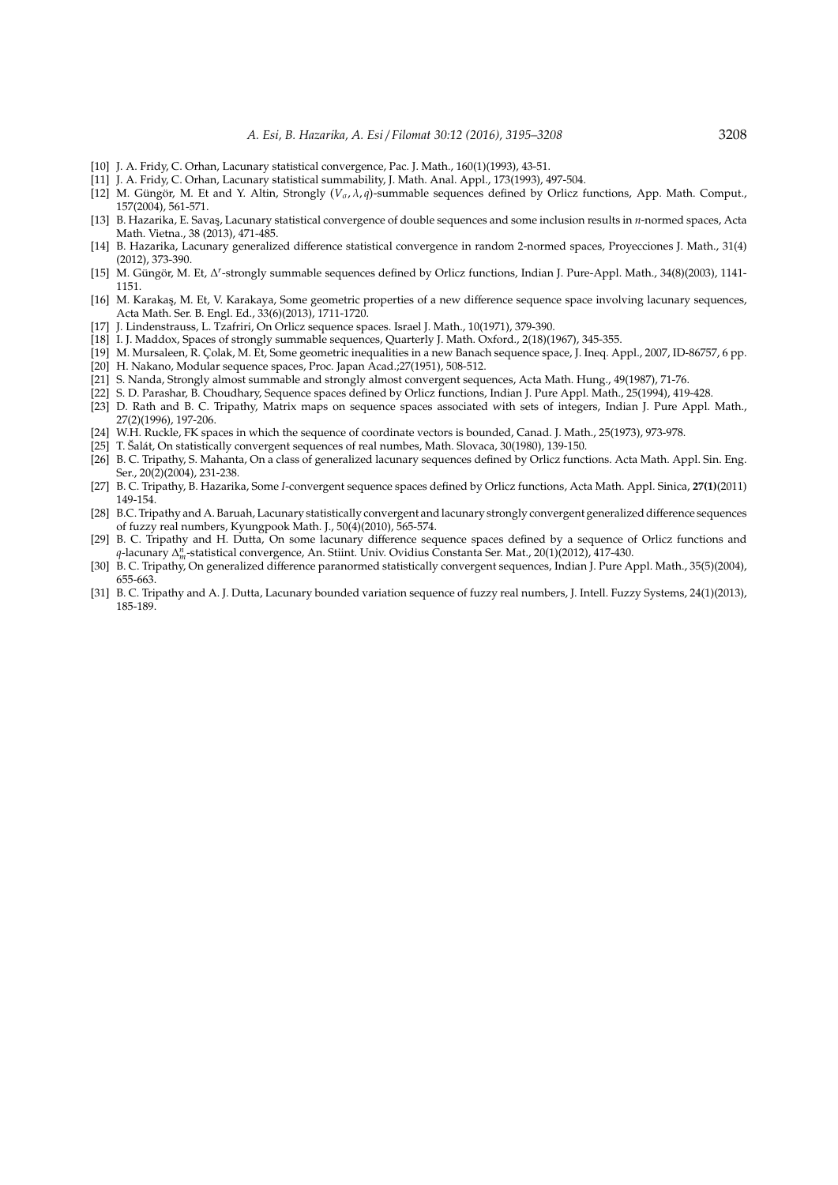[10] J. A. Fridy, C. Orhan, Lacunary statistical convergence, Pac. J. Math., 160(1)(1993), 43-51.

[11] J. A. Fridy, C. Orhan, Lacunary statistical summability, J. Math. Anal. Appl., 173(1993), 497-504.

[12] M. Güngör, M. Et and Y. Altin, Strongly $(V_\sigma, \lambda, q)$-summable sequences defined by Orlicz functions, App. Math. Comput., 157(2004), 561-571.

[13] B. Hazarika, E. Savaş, Lacunary statistical convergence of double sequences and some inclusion results in $n$-normed spaces, Acta Math. Vietna., 38 (2013), 471-485.

[14] B. Hazarika, Lacunary generalized difference statistical convergence in random 2-normed spaces, Proyecciones J. Math., 31(4) (2012), 373-390.

[15] M. Güngör, M. Et, $\Delta^r$-strongly summable sequences defined by Orlicz functions, Indian J. Pure-Appl. Math., 34(8)(2003), 1141-1151.

[16] M. Karakaş, M. Et, V. Karakaya, Some geometric properties of a new difference sequence space involving lacunary sequences, Acta Math. Ser. B. Engl. Ed., 33(6)(2013), 1711-1720.

[17] J. Lindenstrauss, L. Tzafriri, On Orlicz sequence spaces. Israel J. Math., 10(1971), 379-390.

[18] I. J. Maddox, Spaces of strongly summable sequences, Quarterly J. Math. Oxford., 2(18)(1967), 345-355.

[19] M. Mursaleen, R. Çolak, M. Et, Some geometric inequalities in a new Banach sequence space, J. Ineq. Appl., 2007, ID-86757, 6 pp.

[20] H. Nakano, Modular sequence spaces, Proc. Japan Acad.;27(1951), 508-512.

[21] S. Nanda, Strongly almost summable and strongly almost convergent sequences, Acta Math. Hung., 49(1987), 71-76.

[22] S. D. Parashar, B. Choudhary, Sequence spaces defined by Orlicz functions, Indian J. Pure Appl. Math., 25(1994), 419-428.

[23] D. Rath and B. C. Tripathy, Matrix maps on sequence spaces associated with sets of integers, Indian J. Pure Appl. Math., 27(2)(1996), 197-206.

[24] W.H. Ruckle, FK spaces in which the sequence of coordinate vectors is bounded, Canad. J. Math., 25(1973), 973-978.

[25] T. Šalát, On statistically convergent sequences of real numbes, Math. Slovaca, 30(1980), 139-150.

[26] B. C. Tripathy, S. Mahanta, On a class of generalized lacunary sequences defined by Orlicz functions. Acta Math. Appl. Sin. Eng. Ser., 20(2)(2004), 231-238.

[27] B. C. Tripathy, B. Hazarika, Some $I$-convergent sequence spaces defined by Orlicz functions, Acta Math. Appl. Sinica, **27(1)**(2011) 149-154.

[28] B.C. Tripathy and A. Baruah, Lacunary statistically convergent and lacunary strongly convergent generalized difference sequences of fuzzy real numbers, Kyungpook Math. J., 50(4)(2010), 565-574.

[29] B. C. Tripathy and H. Dutta, On some lacunary difference sequence spaces defined by a sequence of Orlicz functions and $q$-lacunary $\Delta^n_m$-statistical convergence, An. Stiint. Univ. Ovidius Constanta Ser. Mat., 20(1)(2012), 417-430.

[30] B. C. Tripathy, On generalized difference paranormed statistically convergent sequences, Indian J. Pure Appl. Math., 35(5)(2004), 655-663.

[31] B. C. Tripathy and A. J. Dutta, Lacunary bounded variation sequence of fuzzy real numbers, J. Intell. Fuzzy Systems, 24(1)(2013), 185-189.